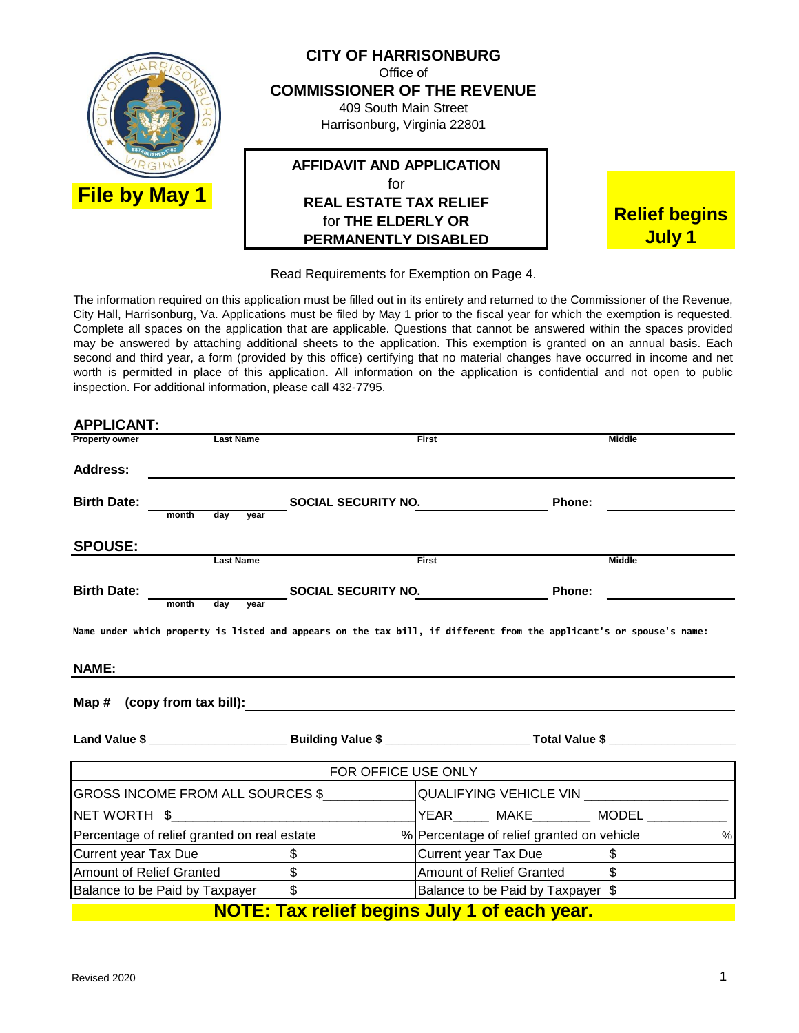# CITY OF HARRISONBURG

Office of

**COMMISSIONER OF THE REVENUE**

409 South Main Street

Harrisonburg, Virginia 22801

**File by May 1**

**AFFIDAVIT AND APPLICATION**
for
**REAL ESTATE TAX RELIEF**
for **THE ELDERLY OR**
**PERMANENTLY DISABLED**

**Relief begins July 1**

Read Requirements for Exemption on Page 4.

The information required on this application must be filled out in its entirety and returned to the Commissioner of the Revenue, City Hall, Harrisonburg, Va. Applications must be filed by May 1 prior to the fiscal year for which the exemption is requested. Complete all spaces on the application that are applicable. Questions that cannot be answered within the spaces provided may be answered by attaching additional sheets to the application. This exemption is granted on an annual basis. Each second and third year, a form (provided by this office) certifying that no material changes have occurred in income and net worth is permitted in place of this application. All information on the application is confidential and not open to public inspection. For additional information, please call 432-7795.

**APPLICANT:**

**Property owner** ______ **Last Name** ______ **First** ______ **Middle** ______

**Address:** ____________________

**Birth Date:** ______ (month day year) **SOCIAL SECURITY NO.** ______ **Phone:** ______

**SPOUSE:**

**Last Name** ______ **First** ______ **Middle** ______

**Birth Date:** ______ (month day year) **SOCIAL SECURITY NO.** ______ **Phone:** ______

**Name under which property is listed and appears on the tax bill, if different from the applicant's or spouse's name:**

**NAME:** ____________________

**Map # (copy from tax bill):** ____________________

**Land Value $** ______ **Building Value $** ______ **Total Value $** ______

| FOR OFFICE USE ONLY | |
|---|---|
| GROSS INCOME FROM ALL SOURCES $________ | QUALIFYING VEHICLE VIN ________ |
| NET WORTH $________ | YEAR_____ MAKE________ MODEL ________ |
| Percentage of relief granted on real estate % | Percentage of relief granted on vehicle % |
| Current year Tax Due $ | Current year Tax Due $ |
| Amount of Relief Granted $ | Amount of Relief Granted $ |
| Balance to be Paid by Taxpayer $ | Balance to be Paid by Taxpayer $ |

**NOTE: Tax relief begins July 1 of each year.**

Revised 2020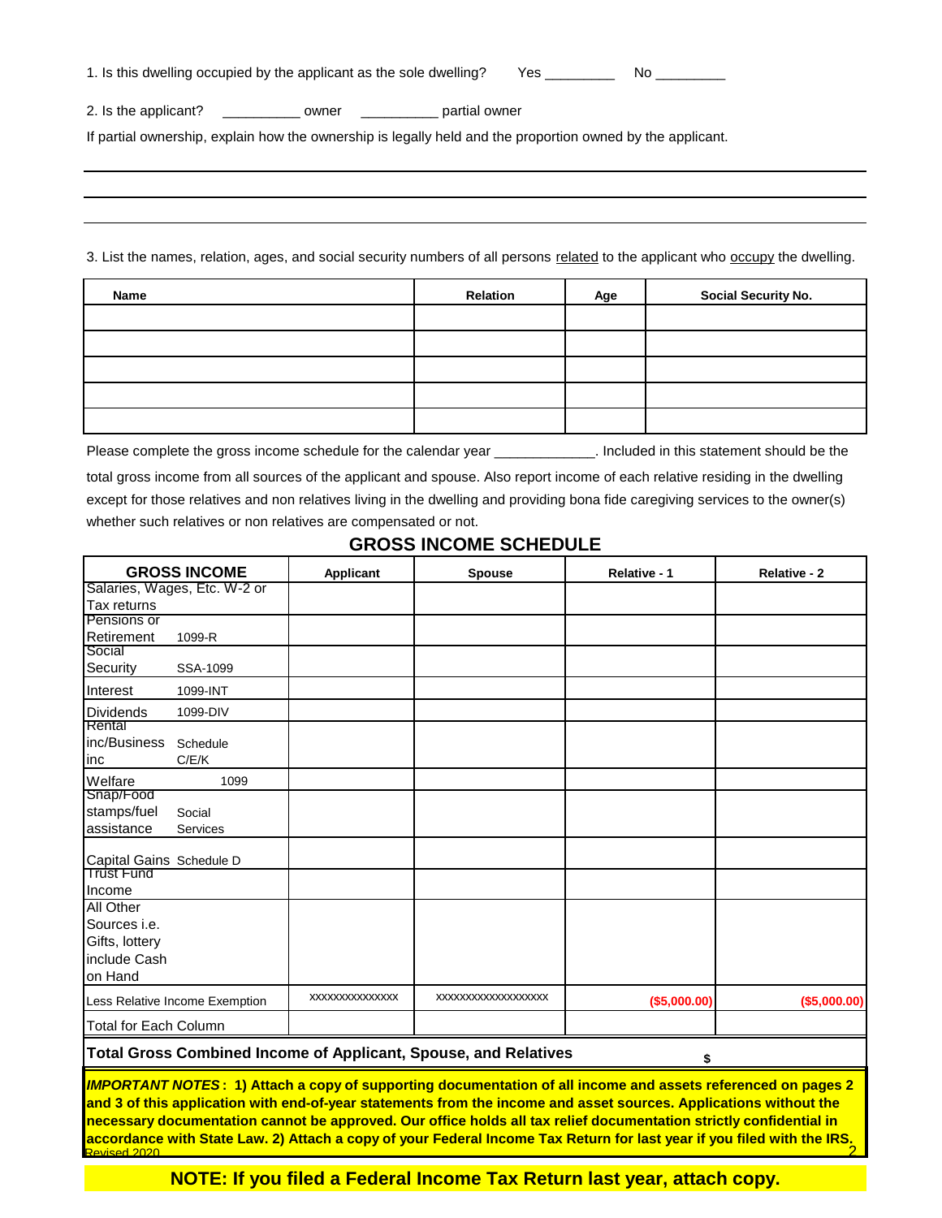1. Is this dwelling occupied by the applicant as the sole dwelling? Yes _________ No _________

2. Is the applicant? __________ owner __________ partial owner

If partial ownership, explain how the ownership is legally held and the proportion owned by the applicant.

______________________________________________________________________________

______________________________________________________________________________

______________________________________________________________________________

3. List the names, relation, ages, and social security numbers of all persons related to the applicant who occupy the dwelling.

| Name | Relation | Age | Social Security No. |
|---|---|---|---|
| | | | |
| | | | |
| | | | |
| | | | |
| | | | |

Please complete the gross income schedule for the calendar year _____________. Included in this statement should be the total gross income from all sources of the applicant and spouse. Also report income of each relative residing in the dwelling except for those relatives and non relatives living in the dwelling and providing bona fide caregiving services to the owner(s) whether such relatives or non relatives are compensated or not.

## GROSS INCOME SCHEDULE

| GROSS INCOME | Applicant | Spouse | Relative - 1 | Relative - 2 |
|---|---|---|---|---|
| Salaries, Wages, Etc. W-2 or Tax returns | | | | |
| Pensions or Retirement 1099-R | | | | |
| Social Security SSA-1099 | | | | |
| Interest 1099-INT | | | | |
| Dividends 1099-DIV | | | | |
| Rental inc/Business inc Schedule C/E/K | | | | |
| Welfare 1099 | | | | |
| Snap/Food stamps/fuel assistance Social Services | | | | |
| Capital Gains Schedule D | | | | |
| Trust Fund Income | | | | |
| All Other Sources i.e. Gifts, lottery include Cash on Hand | | | | |
| Less Relative Income Exemption | xxxxxxxxxxxxxxx | xxxxxxxxxxxxxxxxxx | ($5,000.00) | ($5,000.00) |
| Total for Each Column | | | | |
| **Total Gross Combined Income of Applicant, Spouse, and Relatives** | | | $ | |

***IMPORTANT NOTES*: 1) Attach a copy of supporting documentation of all income and assets referenced on pages 2 and 3 of this application with end-of-year statements from the income and asset sources. Applications without the necessary documentation cannot be approved. Our office holds all tax relief documentation strictly confidential in accordance with State Law. 2) Attach a copy of your Federal Income Tax Return for last year if you filed with the IRS.**

Revised 2020

**NOTE: If you filed a Federal Income Tax Return last year, attach copy.**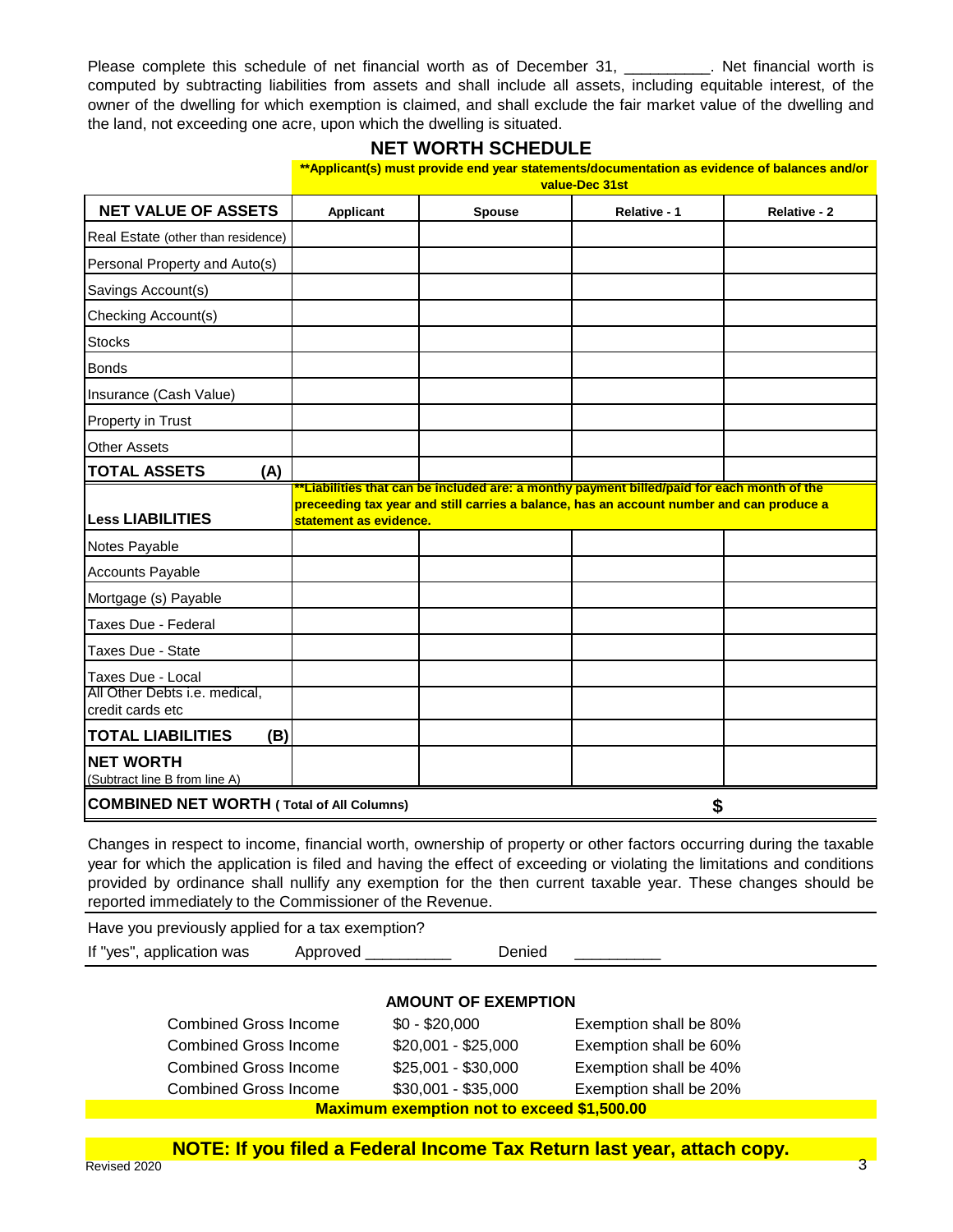Please complete this schedule of net financial worth as of December 31, __________. Net financial worth is computed by subtracting liabilities from assets and shall include all assets, including equitable interest, of the owner of the dwelling for which exemption is claimed, and shall exclude the fair market value of the dwelling and the land, not exceeding one acre, upon which the dwelling is situated.

## NET WORTH SCHEDULE

**\*\*Applicant(s) must provide end year statements/documentation as evidence of balances and/or value-Dec 31st**

| NET VALUE OF ASSETS | Applicant | Spouse | Relative - 1 | Relative - 2 |
|---|---|---|---|---|
| Real Estate (other than residence) | | | | |
| Personal Property and Auto(s) | | | | |
| Savings Account(s) | | | | |
| Checking Account(s) | | | | |
| Stocks | | | | |
| Bonds | | | | |
| Insurance (Cash Value) | | | | |
| Property in Trust | | | | |
| Other Assets | | | | |
| **TOTAL ASSETS (A)** | | | | |
| **Less LIABILITIES** | **\*\*Liabilities that can be included are: a monthy payment billed/paid for each month of the preceeding tax year and still carries a balance, has an account number and can produce a statement as evidence.** | | | |
| Notes Payable | | | | |
| Accounts Payable | | | | |
| Mortgage (s) Payable | | | | |
| Taxes Due - Federal | | | | |
| Taxes Due - State | | | | |
| Taxes Due - Local | | | | |
| All Other Debts i.e. medical, credit cards etc | | | | |
| **TOTAL LIABILITIES (B)** | | | | |
| **NET WORTH** (Subtract line B from line A) | | | | |
| **COMBINED NET WORTH ( Total of All Columns)** | | | **$** | |

Changes in respect to income, financial worth, ownership of property or other factors occurring during the taxable year for which the application is filed and having the effect of exceeding or violating the limitations and conditions provided by ordinance shall nullify any exemption for the then current taxable year. These changes should be reported immediately to the Commissioner of the Revenue.

Have you previously applied for a tax exemption?

If "yes", application was Approved __________ Denied __________

### AMOUNT OF EXEMPTION

| | | |
|---|---|---|
| Combined Gross Income | $0 - $20,000 | Exemption shall be 80% |
| Combined Gross Income | $20,001 - $25,000 | Exemption shall be 60% |
| Combined Gross Income | $25,001 - $30,000 | Exemption shall be 40% |
| Combined Gross Income | $30,001 - $35,000 | Exemption shall be 20% |

**Maximum exemption not to exceed $1,500.00**

**NOTE: If you filed a Federal Income Tax Return last year, attach copy.**

Revised 2020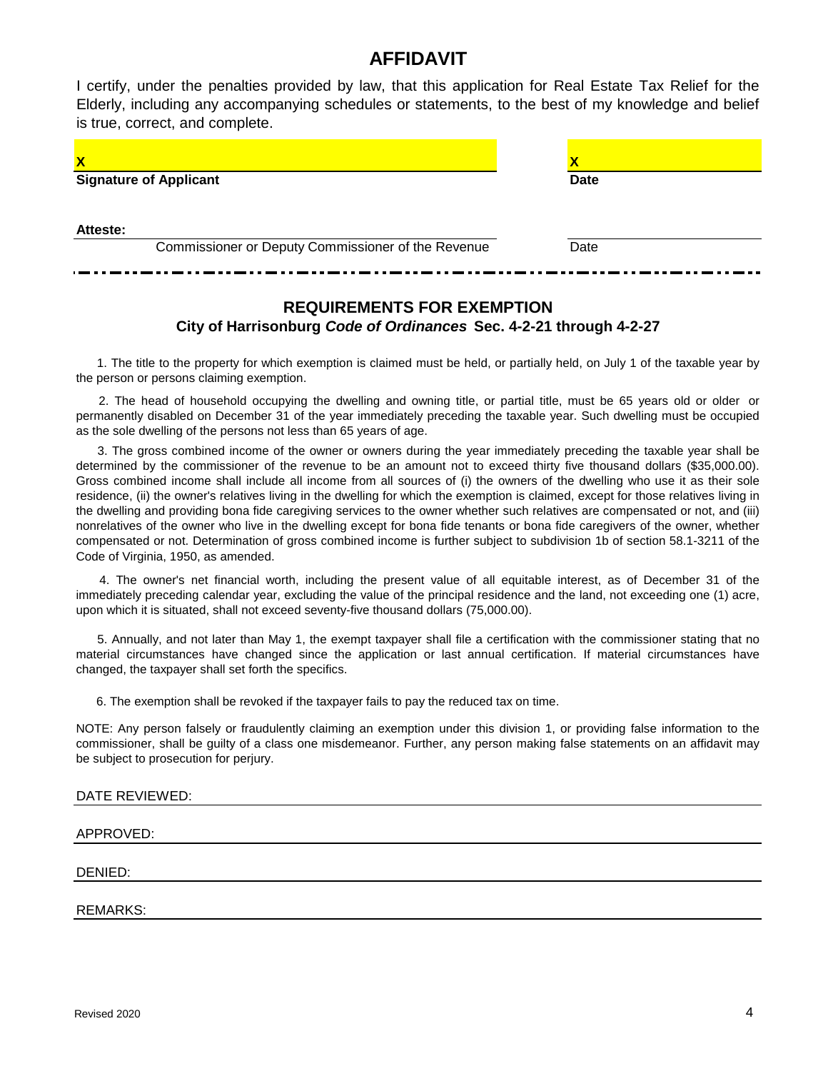# AFFIDAVIT

I certify, under the penalties provided by law, that this application for Real Estate Tax Relief for the Elderly, including any accompanying schedules or statements, to the best of my knowledge and belief is true, correct, and complete.

X ______________________________ X ______________

**Signature of Applicant** **Date**

**Atteste:** ______________________________ ______________

Commissioner or Deputy Commissioner of the Revenue Date

---

## REQUIREMENTS FOR EXEMPTION

### City of Harrisonburg *Code of Ordinances* Sec. 4-2-21 through 4-2-27

1. The title to the property for which exemption is claimed must be held, or partially held, on July 1 of the taxable year by the person or persons claiming exemption.

2. The head of household occupying the dwelling and owning title, or partial title, must be 65 years old or older or permanently disabled on December 31 of the year immediately preceding the taxable year. Such dwelling must be occupied as the sole dwelling of the persons not less than 65 years of age.

3. The gross combined income of the owner or owners during the year immediately preceding the taxable year shall be determined by the commissioner of the revenue to be an amount not to exceed thirty five thousand dollars ($35,000.00). Gross combined income shall include all income from all sources of (i) the owners of the dwelling who use it as their sole residence, (ii) the owner's relatives living in the dwelling for which the exemption is claimed, except for those relatives living in the dwelling and providing bona fide caregiving services to the owner whether such relatives are compensated or not, and (iii) nonrelatives of the owner who live in the dwelling except for bona fide tenants or bona fide caregivers of the owner, whether compensated or not. Determination of gross combined income is further subject to subdivision 1b of section 58.1-3211 of the Code of Virginia, 1950, as amended.

4. The owner's net financial worth, including the present value of all equitable interest, as of December 31 of the immediately preceding calendar year, excluding the value of the principal residence and the land, not exceeding one (1) acre, upon which it is situated, shall not exceed seventy-five thousand dollars (75,000.00).

5. Annually, and not later than May 1, the exempt taxpayer shall file a certification with the commissioner stating that no material circumstances have changed since the application or last annual certification. If material circumstances have changed, the taxpayer shall set forth the specifics.

6. The exemption shall be revoked if the taxpayer fails to pay the reduced tax on time.

NOTE: Any person falsely or fraudulently claiming an exemption under this division 1, or providing false information to the commissioner, shall be guilty of a class one misdemeanor. Further, any person making false statements on an affidavit may be subject to prosecution for perjury.

DATE REVIEWED: ______________________________

APPROVED: ______________________________

DENIED: ______________________________

REMARKS: ______________________________

Revised 2020